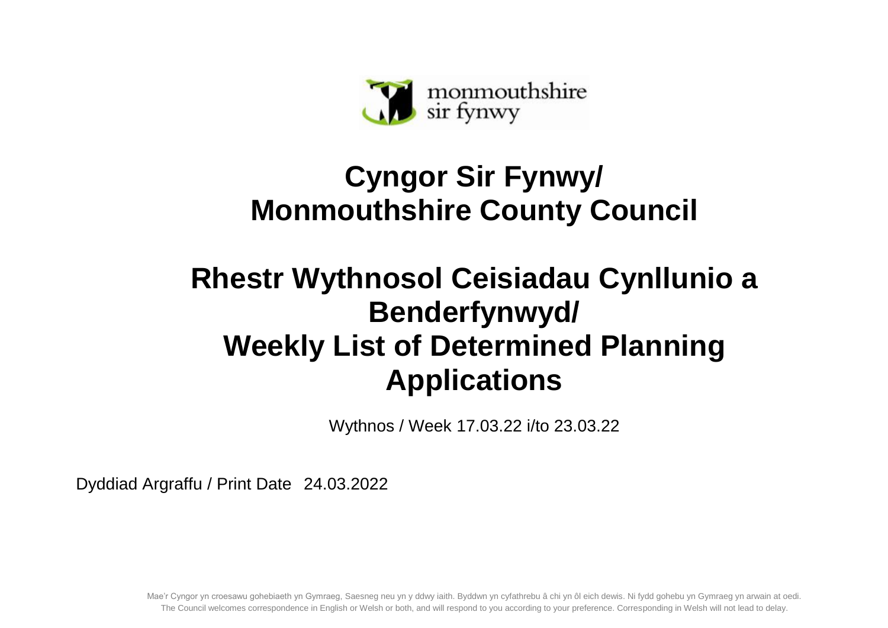monmouthshire
sir fynwy

# Cyngor Sir Fynwy/ Monmouthshire County Council

# Rhestr Wythnosol Ceisiadau Cynllunio a Benderfynwyd/ Weekly List of Determined Planning Applications

Wythnos / Week 17.03.22 i/to 23.03.22

Dyddiad Argraffu / Print Date 24.03.2022

Mae'r Cyngor yn croesawu gohebiaeth yn Gymraeg, Saesneg neu yn y ddwy iaith. Byddwn yn cyfathrebu â chi yn ôl eich dewis. Ni fydd gohebu yn Gymraeg yn arwain at oedi.
The Council welcomes correspondence in English or Welsh or both, and will respond to you according to your preference. Corresponding in Welsh will not lead to delay.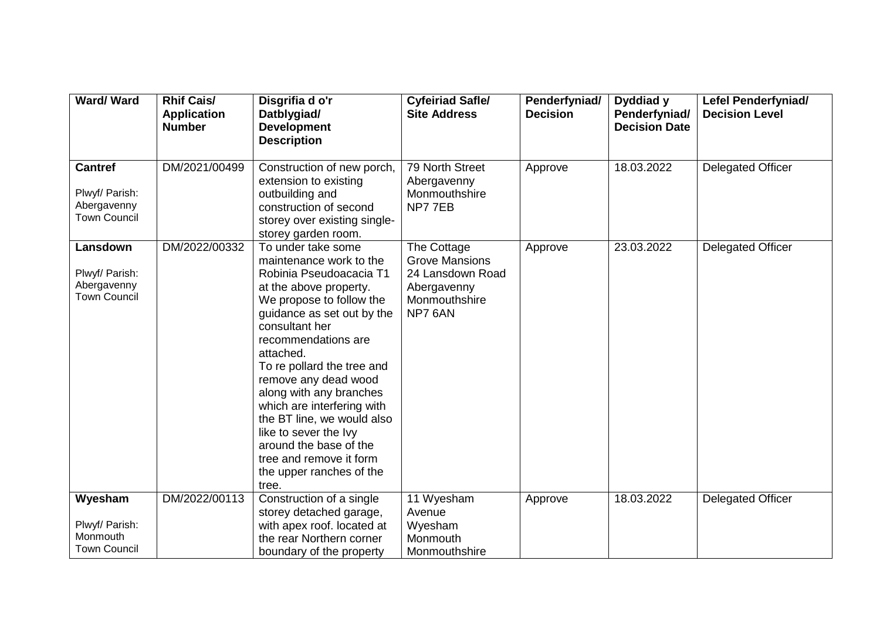| Ward/ Ward | Rhif Cais/ Application Number | Disgrifia d o'r Datblygiad/ Development Description | Cyfeiriad Safle/ Site Address | Penderfyniad/ Decision | Dyddiad y Penderfyniad/ Decision Date | Lefel Penderfyniad/ Decision Level |
|---|---|---|---|---|---|---|
| **Cantref**<br><br>Plwyf/ Parish: Abergavenny Town Council | DM/2021/00499 | Construction of new porch, extension to existing outbuilding and construction of second storey over existing single-storey garden room. | 79 North Street Abergavenny Monmouthshire NP7 7EB | Approve | 18.03.2022 | Delegated Officer |
| **Lansdown**<br><br>Plwyf/ Parish: Abergavenny Town Council | DM/2022/00332 | To under take some maintenance work to the Robinia Pseudoacacia T1 at the above property. We propose to follow the guidance as set out by the consultant her recommendations are attached. To re pollard the tree and remove any dead wood along with any branches which are interfering with the BT line, we would also like to sever the Ivy around the base of the tree and remove it form the upper ranches of the tree. | The Cottage Grove Mansions 24 Lansdown Road Abergavenny Monmouthshire NP7 6AN | Approve | 23.03.2022 | Delegated Officer |
| **Wyesham**<br><br>Plwyf/ Parish: Monmouth Town Council | DM/2022/00113 | Construction of a single storey detached garage, with apex roof. located at the rear Northern corner boundary of the property | 11 Wyesham Avenue Wyesham Monmouth Monmouthshire | Approve | 18.03.2022 | Delegated Officer |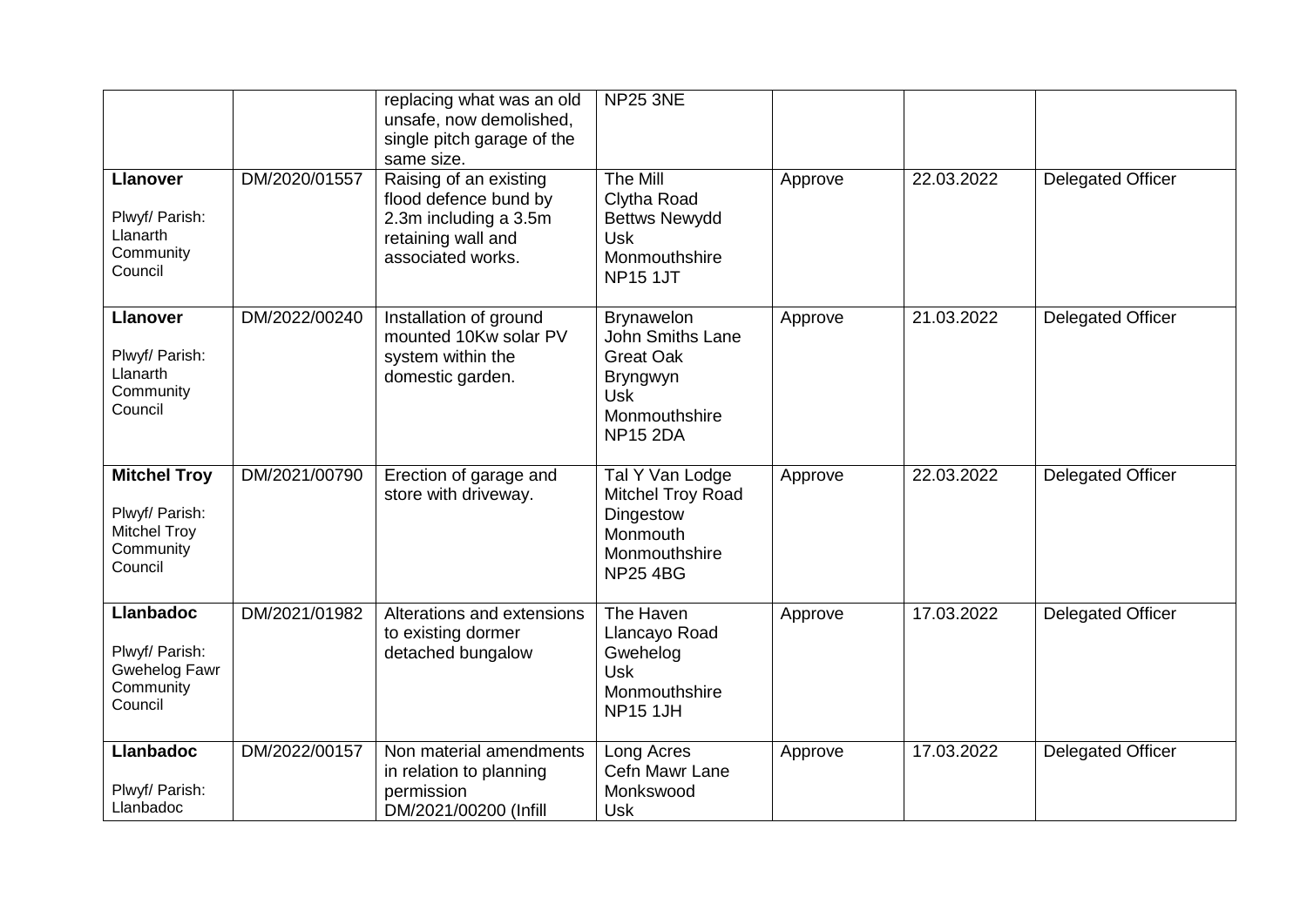| | | | | | | |
|---|---|---|---|---|---|---|
| | | replacing what was an old unsafe, now demolished, single pitch garage of the same size. | NP25 3NE | | | |
| **Llanover**<br><br>Plwyf/ Parish: Llanarth Community Council | DM/2020/01557 | Raising of an existing flood defence bund by 2.3m including a 3.5m retaining wall and associated works. | The Mill<br>Clytha Road<br>Bettws Newydd<br>Usk<br>Monmouthshire<br>NP15 1JT | Approve | 22.03.2022 | Delegated Officer |
| **Llanover**<br><br>Plwyf/ Parish: Llanarth Community Council | DM/2022/00240 | Installation of ground mounted 10Kw solar PV system within the domestic garden. | Brynawelon<br>John Smiths Lane<br>Great Oak<br>Bryngwyn<br>Usk<br>Monmouthshire<br>NP15 2DA | Approve | 21.03.2022 | Delegated Officer |
| **Mitchel Troy**<br><br>Plwyf/ Parish: Mitchel Troy Community Council | DM/2021/00790 | Erection of garage and store with driveway. | Tal Y Van Lodge<br>Mitchel Troy Road<br>Dingestow<br>Monmouth<br>Monmouthshire<br>NP25 4BG | Approve | 22.03.2022 | Delegated Officer |
| **Llanbadoc**<br><br>Plwyf/ Parish: Gwehelog Fawr Community Council | DM/2021/01982 | Alterations and extensions to existing dormer detached bungalow | The Haven<br>Llancayo Road<br>Gwehelog<br>Usk<br>Monmouthshire<br>NP15 1JH | Approve | 17.03.2022 | Delegated Officer |
| **Llanbadoc**<br><br>Plwyf/ Parish: Llanbadoc | DM/2022/00157 | Non material amendments in relation to planning permission DM/2021/00200 (Infill | Long Acres<br>Cefn Mawr Lane<br>Monkswood<br>Usk | Approve | 17.03.2022 | Delegated Officer |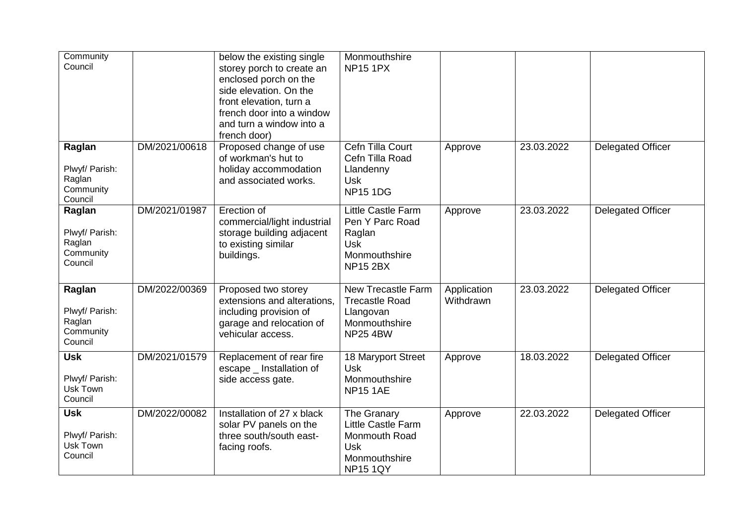| | | | | | | |
|---|---|---|---|---|---|---|
| Community Council | | below the existing single storey porch to create an enclosed porch on the side elevation. On the front elevation, turn a french door into a window and turn a window into a french door) | Monmouthshire NP15 1PX | | | |
| **Raglan** Plwyf/ Parish: Raglan Community Council | DM/2021/00618 | Proposed change of use of workman's hut to holiday accommodation and associated works. | Cefn Tilla Court Cefn Tilla Road Llandenny Usk NP15 1DG | Approve | 23.03.2022 | Delegated Officer |
| **Raglan** Plwyf/ Parish: Raglan Community Council | DM/2021/01987 | Erection of commercial/light industrial storage building adjacent to existing similar buildings. | Little Castle Farm Pen Y Parc Road Raglan Usk Monmouthshire NP15 2BX | Approve | 23.03.2022 | Delegated Officer |
| **Raglan** Plwyf/ Parish: Raglan Community Council | DM/2022/00369 | Proposed two storey extensions and alterations, including provision of garage and relocation of vehicular access. | New Trecastle Farm Trecastle Road Llangovan Monmouthshire NP25 4BW | Application Withdrawn | 23.03.2022 | Delegated Officer |
| **Usk** Plwyf/ Parish: Usk Town Council | DM/2021/01579 | Replacement of rear fire escape _ Installation of side access gate. | 18 Maryport Street Usk Monmouthshire NP15 1AE | Approve | 18.03.2022 | Delegated Officer |
| **Usk** Plwyf/ Parish: Usk Town Council | DM/2022/00082 | Installation of 27 x black solar PV panels on the three south/south east-facing roofs. | The Granary Little Castle Farm Monmouth Road Usk Monmouthshire NP15 1QY | Approve | 22.03.2022 | Delegated Officer |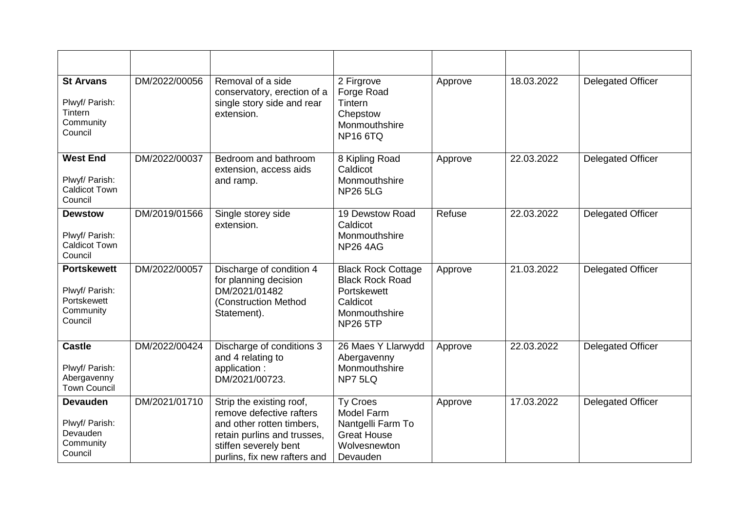| | | | | | | |
|---|---|---|---|---|---|---|
| **St Arvans**<br><br>Plwyf/ Parish: Tintern Community Council | DM/2022/00056 | Removal of a side conservatory, erection of a single story side and rear extension. | 2 Firgrove Forge Road Tintern Chepstow Monmouthshire NP16 6TQ | Approve | 18.03.2022 | Delegated Officer |
| **West End**<br><br>Plwyf/ Parish: Caldicot Town Council | DM/2022/00037 | Bedroom and bathroom extension, access aids and ramp. | 8 Kipling Road Caldicot Monmouthshire NP26 5LG | Approve | 22.03.2022 | Delegated Officer |
| **Dewstow**<br><br>Plwyf/ Parish: Caldicot Town Council | DM/2019/01566 | Single storey side extension. | 19 Dewstow Road Caldicot Monmouthshire NP26 4AG | Refuse | 22.03.2022 | Delegated Officer |
| **Portskewett**<br><br>Plwyf/ Parish: Portskewett Community Council | DM/2022/00057 | Discharge of condition 4 for planning decision DM/2021/01482 (Construction Method Statement). | Black Rock Cottage Black Rock Road Portskewett Caldicot Monmouthshire NP26 5TP | Approve | 21.03.2022 | Delegated Officer |
| **Castle**<br><br>Plwyf/ Parish: Abergavenny Town Council | DM/2022/00424 | Discharge of conditions 3 and 4 relating to application : DM/2021/00723. | 26 Maes Y Llarwydd Abergavenny Monmouthshire NP7 5LQ | Approve | 22.03.2022 | Delegated Officer |
| **Devauden**<br><br>Plwyf/ Parish: Devauden Community Council | DM/2021/01710 | Strip the existing roof, remove defective rafters and other rotten timbers, retain purlins and trusses, stiffen severely bent purlins, fix new rafters and | Ty Croes Model Farm Nantgelli Farm To Great House Wolvesnewton Devauden | Approve | 17.03.2022 | Delegated Officer |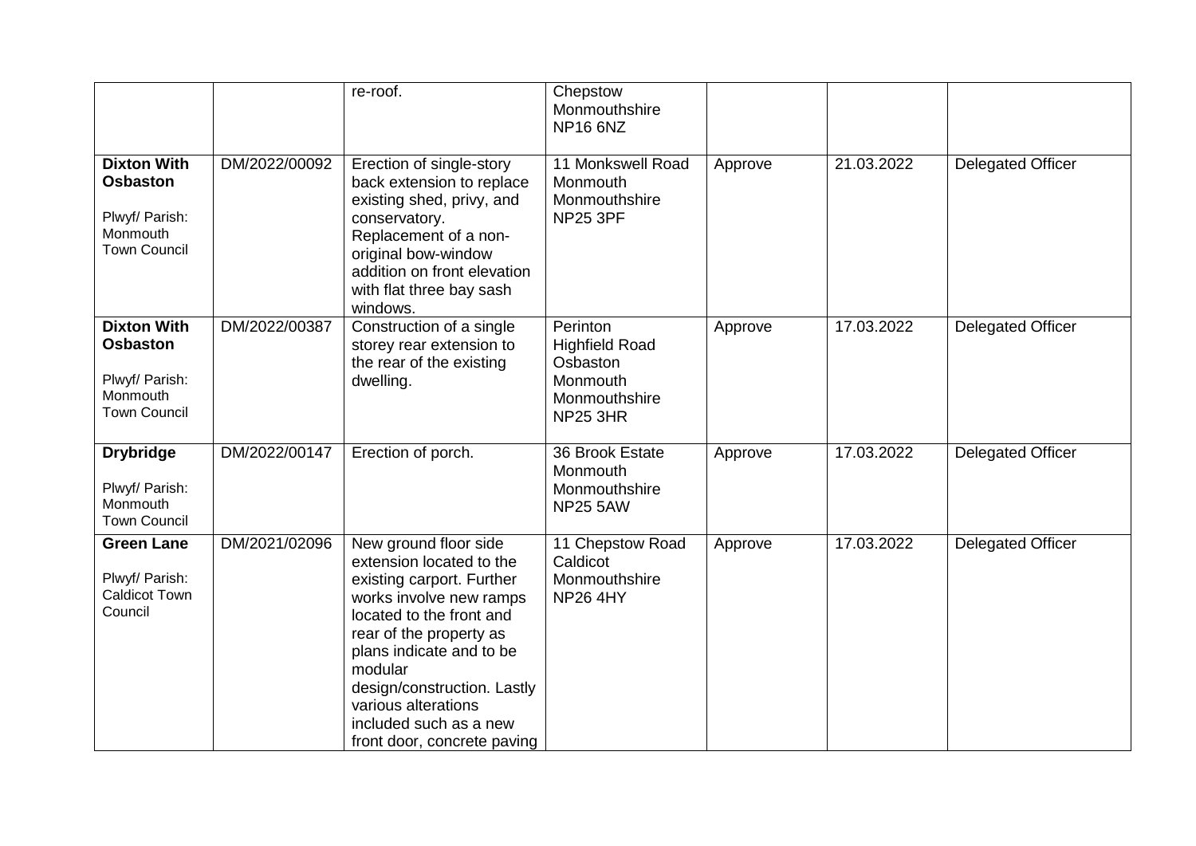|  |  | re-roof. | Chepstow Monmouthshire NP16 6NZ |  |  |  |
|---|---|---|---|---|---|---|
| **Dixton With Osbaston** Plwyf/ Parish: Monmouth Town Council | DM/2022/00092 | Erection of single-story back extension to replace existing shed, privy, and conservatory. Replacement of a non-original bow-window addition on front elevation with flat three bay sash windows. | 11 Monkswell Road Monmouth Monmouthshire NP25 3PF | Approve | 21.03.2022 | Delegated Officer |
| **Dixton With Osbaston** Plwyf/ Parish: Monmouth Town Council | DM/2022/00387 | Construction of a single storey rear extension to the rear of the existing dwelling. | Perinton Highfield Road Osbaston Monmouth Monmouthshire NP25 3HR | Approve | 17.03.2022 | Delegated Officer |
| **Drybridge** Plwyf/ Parish: Monmouth Town Council | DM/2022/00147 | Erection of porch. | 36 Brook Estate Monmouth Monmouthshire NP25 5AW | Approve | 17.03.2022 | Delegated Officer |
| **Green Lane** Plwyf/ Parish: Caldicot Town Council | DM/2021/02096 | New ground floor side extension located to the existing carport. Further works involve new ramps located to the front and rear of the property as plans indicate and to be modular design/construction. Lastly various alterations included such as a new front door, concrete paving | 11 Chepstow Road Caldicot Monmouthshire NP26 4HY | Approve | 17.03.2022 | Delegated Officer |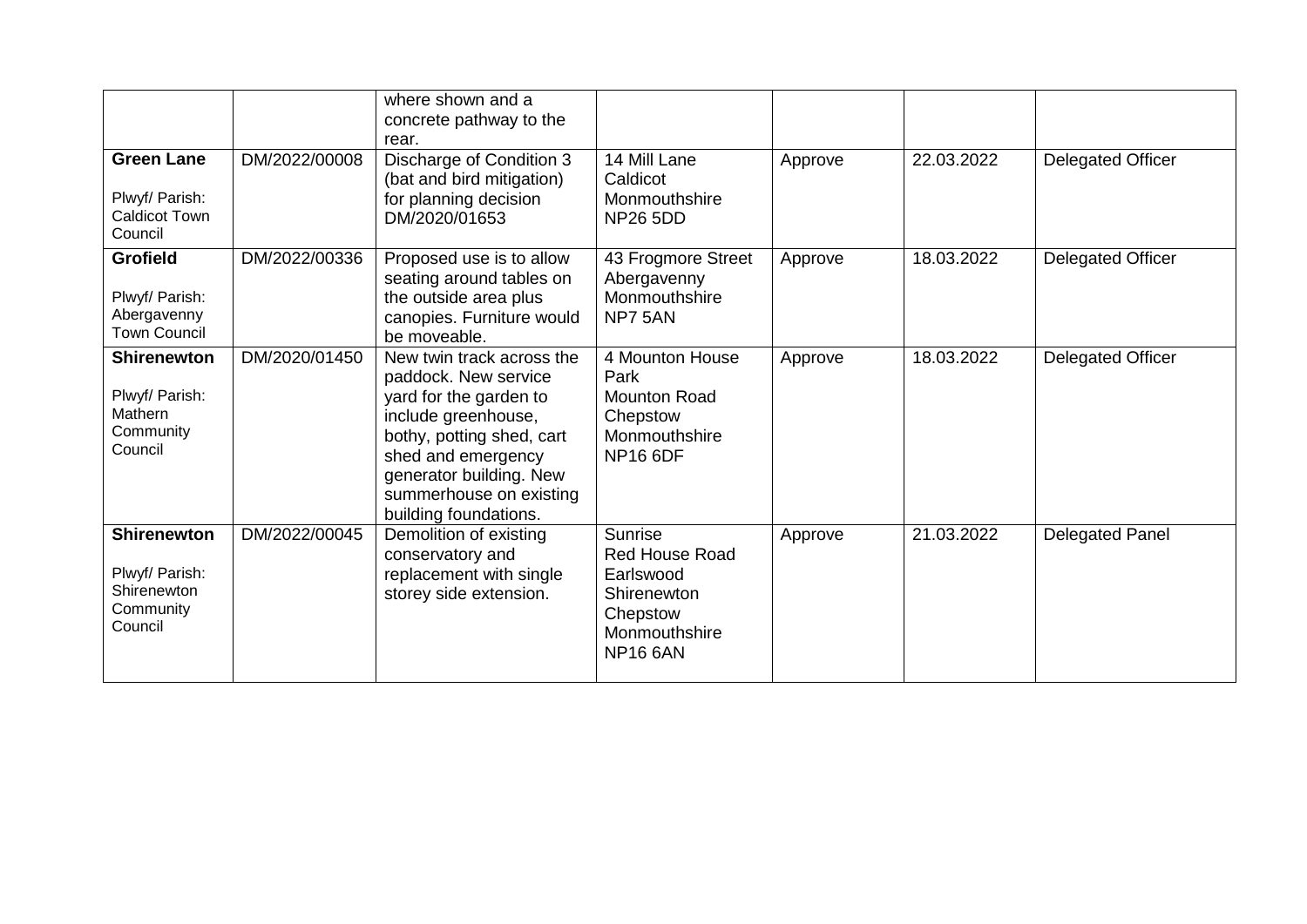| | | | | | | |
|---|---|---|---|---|---|---|
| | | where shown and a concrete pathway to the rear. | | | | |
| **Green Lane**<br><br>Plwyf/ Parish: Caldicot Town Council | DM/2022/00008 | Discharge of Condition 3 (bat and bird mitigation) for planning decision DM/2020/01653 | 14 Mill Lane Caldicot Monmouthshire NP26 5DD | Approve | 22.03.2022 | Delegated Officer |
| **Grofield**<br><br>Plwyf/ Parish: Abergavenny Town Council | DM/2022/00336 | Proposed use is to allow seating around tables on the outside area plus canopies. Furniture would be moveable. | 43 Frogmore Street Abergavenny Monmouthshire NP7 5AN | Approve | 18.03.2022 | Delegated Officer |
| **Shirenewton**<br><br>Plwyf/ Parish: Mathern Community Council | DM/2020/01450 | New twin track across the paddock. New service yard for the garden to include greenhouse, bothy, potting shed, cart shed and emergency generator building. New summerhouse on existing building foundations. | 4 Mounton House Park Mounton Road Chepstow Monmouthshire NP16 6DF | Approve | 18.03.2022 | Delegated Officer |
| **Shirenewton**<br><br>Plwyf/ Parish: Shirenewton Community Council | DM/2022/00045 | Demolition of existing conservatory and replacement with single storey side extension. | Sunrise Red House Road Earlswood Shirenewton Chepstow Monmouthshire NP16 6AN | Approve | 21.03.2022 | Delegated Panel |